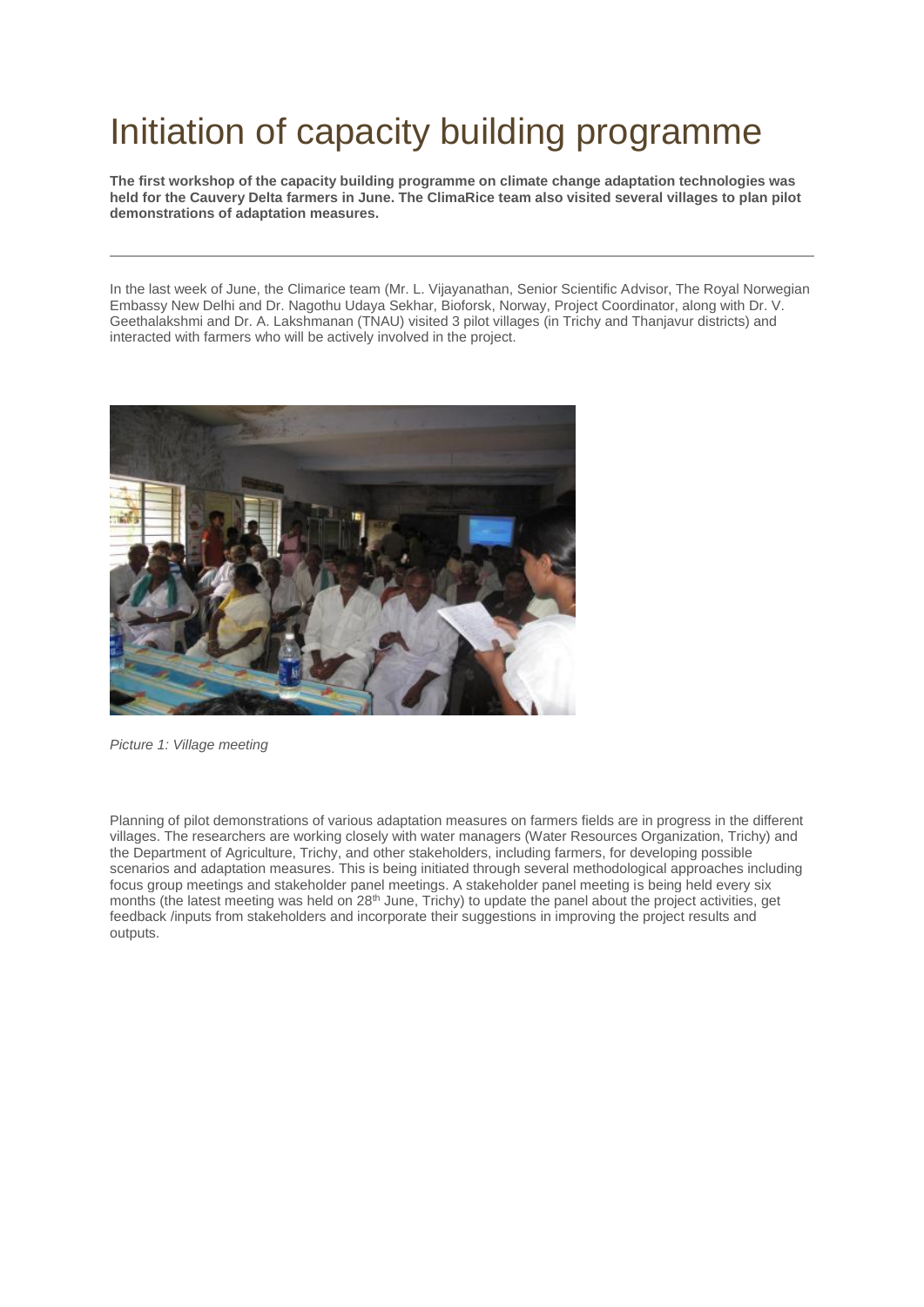# Initiation of capacity building programme

**The first workshop of the capacity building programme on climate change adaptation technologies was held for the Cauvery Delta farmers in June. The ClimaRice team also visited several villages to plan pilot demonstrations of adaptation measures.**

---

In the last week of June, the Climarice team (Mr. L. Vijayanathan, Senior Scientific Advisor, The Royal Norwegian Embassy New Delhi and Dr. Nagothu Udaya Sekhar, Bioforsk, Norway, Project Coordinator, along with Dr. V. Geethalakshmi and Dr. A. Lakshmanan (TNAU) visited 3 pilot villages (in Trichy and Thanjavur districts) and interacted with farmers who will be actively involved in the project.

*Picture 1: Village meeting*

Planning of pilot demonstrations of various adaptation measures on farmers fields are in progress in the different villages. The researchers are working closely with water managers (Water Resources Organization, Trichy) and the Department of Agriculture, Trichy, and other stakeholders, including farmers, for developing possible scenarios and adaptation measures. This is being initiated through several methodological approaches including focus group meetings and stakeholder panel meetings. A stakeholder panel meeting is being held every six months (the latest meeting was held on 28th June, Trichy) to update the panel about the project activities, get feedback /inputs from stakeholders and incorporate their suggestions in improving the project results and outputs.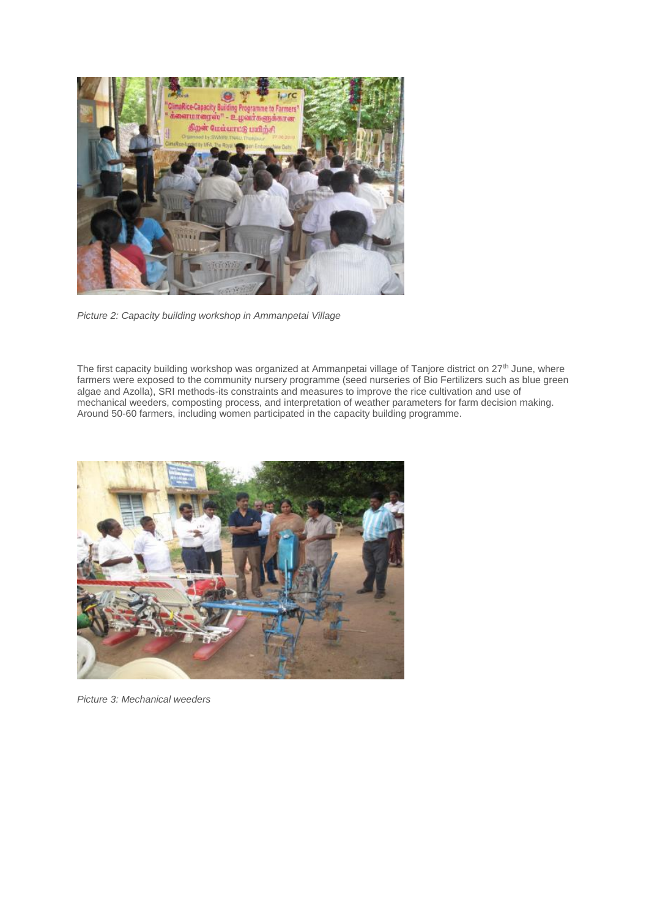*Picture 2: Capacity building workshop in Ammanpetai Village*

The first capacity building workshop was organized at Ammanpetai village of Tanjore district on 27th June, where farmers were exposed to the community nursery programme (seed nurseries of Bio Fertilizers such as blue green algae and Azolla), SRI methods-its constraints and measures to improve the rice cultivation and use of mechanical weeders, composting process, and interpretation of weather parameters for farm decision making. Around 50-60 farmers, including women participated in the capacity building programme.

*Picture 3: Mechanical weeders*